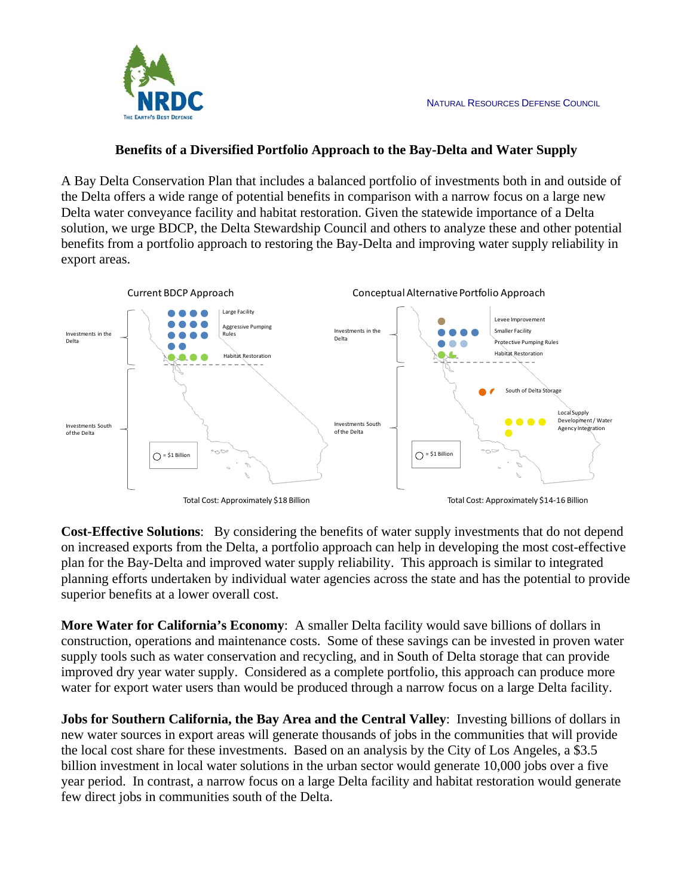NATURAL RESOURCES DEFENSE COUNCIL

## Benefits of a Diversified Portfolio Approach to the Bay-Delta and Water Supply

A Bay Delta Conservation Plan that includes a balanced portfolio of investments both in and outside of the Delta offers a wide range of potential benefits in comparison with a narrow focus on a large new Delta water conveyance facility and habitat restoration. Given the statewide importance of a Delta solution, we urge BDCP, the Delta Stewardship Council and others to analyze these and other potential benefits from a portfolio approach to restoring the Bay-Delta and improving water supply reliability in export areas.

Current BDCP Approach

Investments in the Delta: Large Facility; Aggressive Pumping Rules; Habitat Restoration

Investments South of the Delta

○ = $1 Billion

Total Cost: Approximately $18 Billion

Conceptual Alternative Portfolio Approach

Investments in the Delta: Levee Improvement; Smaller Facility; Protective Pumping Rules; Habitat Restoration

Investments South of the Delta: South of Delta Storage; Local Supply Development / Water Agency Integration

○ = $1 Billion

Total Cost: Approximately $14-16 Billion

**Cost-Effective Solutions**: By considering the benefits of water supply investments that do not depend on increased exports from the Delta, a portfolio approach can help in developing the most cost-effective plan for the Bay-Delta and improved water supply reliability. This approach is similar to integrated planning efforts undertaken by individual water agencies across the state and has the potential to provide superior benefits at a lower overall cost.

**More Water for California's Economy**: A smaller Delta facility would save billions of dollars in construction, operations and maintenance costs. Some of these savings can be invested in proven water supply tools such as water conservation and recycling, and in South of Delta storage that can provide improved dry year water supply. Considered as a complete portfolio, this approach can produce more water for export water users than would be produced through a narrow focus on a large Delta facility.

**Jobs for Southern California, the Bay Area and the Central Valley**: Investing billions of dollars in new water sources in export areas will generate thousands of jobs in the communities that will provide the local cost share for these investments. Based on an analysis by the City of Los Angeles, a $3.5 billion investment in local water solutions in the urban sector would generate 10,000 jobs over a five year period. In contrast, a narrow focus on a large Delta facility and habitat restoration would generate few direct jobs in communities south of the Delta.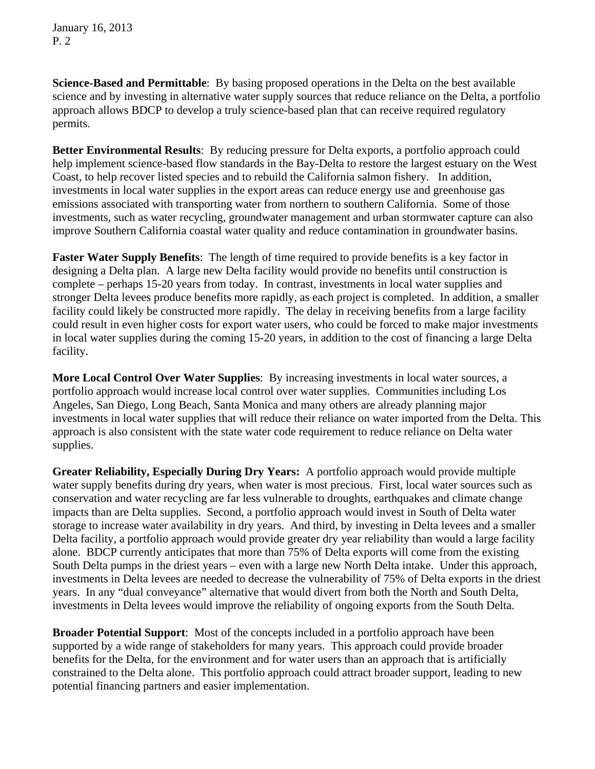**Science-Based and Permittable**: By basing proposed operations in the Delta on the best available science and by investing in alternative water supply sources that reduce reliance on the Delta, a portfolio approach allows BDCP to develop a truly science-based plan that can receive required regulatory permits.

**Better Environmental Results**: By reducing pressure for Delta exports, a portfolio approach could help implement science-based flow standards in the Bay-Delta to restore the largest estuary on the West Coast, to help recover listed species and to rebuild the California salmon fishery. In addition, investments in local water supplies in the export areas can reduce energy use and greenhouse gas emissions associated with transporting water from northern to southern California. Some of those investments, such as water recycling, groundwater management and urban stormwater capture can also improve Southern California coastal water quality and reduce contamination in groundwater basins.

**Faster Water Supply Benefits**: The length of time required to provide benefits is a key factor in designing a Delta plan. A large new Delta facility would provide no benefits until construction is complete – perhaps 15-20 years from today. In contrast, investments in local water supplies and stronger Delta levees produce benefits more rapidly, as each project is completed. In addition, a smaller facility could likely be constructed more rapidly. The delay in receiving benefits from a large facility could result in even higher costs for export water users, who could be forced to make major investments in local water supplies during the coming 15-20 years, in addition to the cost of financing a large Delta facility.

**More Local Control Over Water Supplies**: By increasing investments in local water sources, a portfolio approach would increase local control over water supplies. Communities including Los Angeles, San Diego, Long Beach, Santa Monica and many others are already planning major investments in local water supplies that will reduce their reliance on water imported from the Delta. This approach is also consistent with the state water code requirement to reduce reliance on Delta water supplies.

**Greater Reliability, Especially During Dry Years:** A portfolio approach would provide multiple water supply benefits during dry years, when water is most precious. First, local water sources such as conservation and water recycling are far less vulnerable to droughts, earthquakes and climate change impacts than are Delta supplies. Second, a portfolio approach would invest in South of Delta water storage to increase water availability in dry years. And third, by investing in Delta levees and a smaller Delta facility, a portfolio approach would provide greater dry year reliability than would a large facility alone. BDCP currently anticipates that more than 75% of Delta exports will come from the existing South Delta pumps in the driest years – even with a large new North Delta intake. Under this approach, investments in Delta levees are needed to decrease the vulnerability of 75% of Delta exports in the driest years. In any "dual conveyance" alternative that would divert from both the North and South Delta, investments in Delta levees would improve the reliability of ongoing exports from the South Delta.

**Broader Potential Support**: Most of the concepts included in a portfolio approach have been supported by a wide range of stakeholders for many years. This approach could provide broader benefits for the Delta, for the environment and for water users than an approach that is artificially constrained to the Delta alone. This portfolio approach could attract broader support, leading to new potential financing partners and easier implementation.